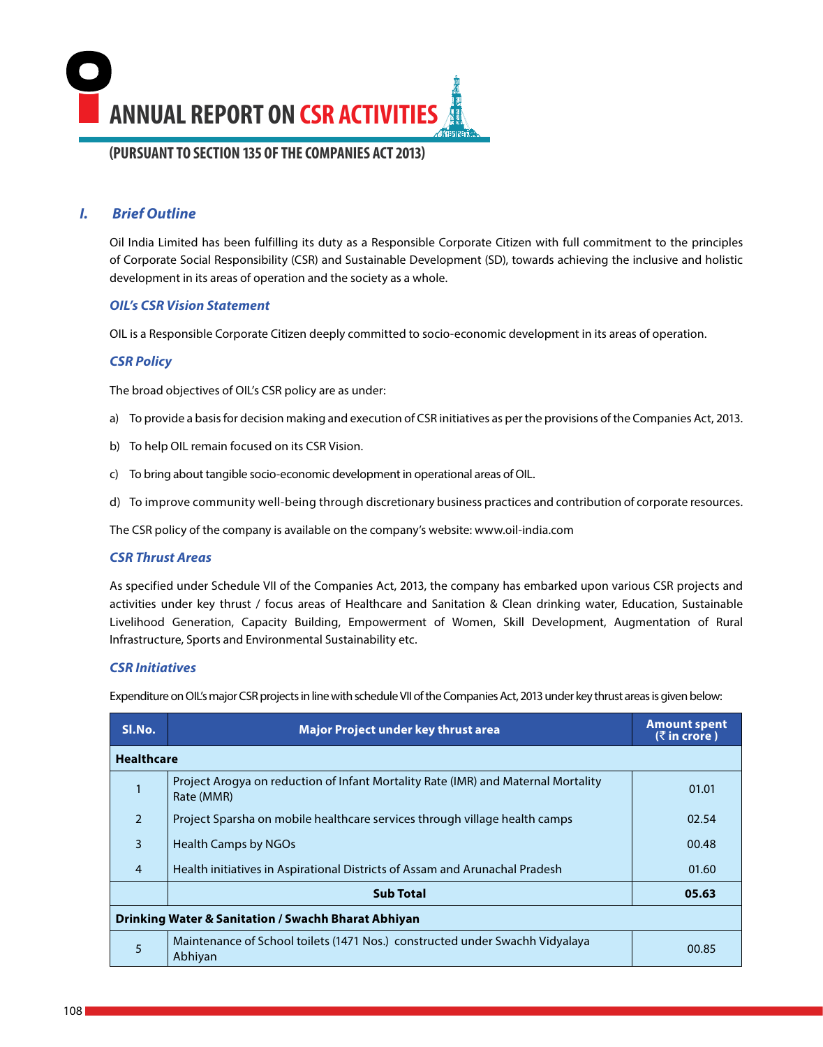# ANNUAL REPORT ON CSR ACTIVITIES

## (PURSUANT TO SECTION 135 OF THE COMPANIES ACT 2013)

## I. *Brief Outline*

Oil India Limited has been fulfilling its duty as a Responsible Corporate Citizen with full commitment to the principles of Corporate Social Responsibility (CSR) and Sustainable Development (SD), towards achieving the inclusive and holistic development in its areas of operation and the society as a whole.

### *OIL's CSR Vision Statement*

OIL is a Responsible Corporate Citizen deeply committed to socio-economic development in its areas of operation.

### *CSR Policy*

The broad objectives of OIL's CSR policy are as under:

a) To provide a basis for decision making and execution of CSR initiatives as per the provisions of the Companies Act, 2013.

b) To help OIL remain focused on its CSR Vision.

c) To bring about tangible socio-economic development in operational areas of OIL.

d) To improve community well-being through discretionary business practices and contribution of corporate resources.

The CSR policy of the company is available on the company's website: www.oil-india.com

### *CSR Thrust Areas*

As specified under Schedule VII of the Companies Act, 2013, the company has embarked upon various CSR projects and activities under key thrust / focus areas of Healthcare and Sanitation & Clean drinking water, Education, Sustainable Livelihood Generation, Capacity Building, Empowerment of Women, Skill Development, Augmentation of Rural Infrastructure, Sports and Environmental Sustainability etc.

### *CSR Initiatives*

Expenditure on OIL's major CSR projects in line with schedule VII of the Companies Act, 2013 under key thrust areas is given below:

| Sl.No. | Major Project under key thrust area | Amount spent (₹ in crore) |
|---|---|---|
| **Healthcare** | | |
| 1 | Project Arogya on reduction of Infant Mortality Rate (IMR) and Maternal Mortality Rate (MMR) | 01.01 |
| 2 | Project Sparsha on mobile healthcare services through village health camps | 02.54 |
| 3 | Health Camps by NGOs | 00.48 |
| 4 | Health initiatives in Aspirational Districts of Assam and Arunachal Pradesh | 01.60 |
| | **Sub Total** | **05.63** |
| **Drinking Water & Sanitation / Swachh Bharat Abhiyan** | | |
| 5 | Maintenance of School toilets (1471 Nos.) constructed under Swachh Vidyalaya Abhiyan | 00.85 |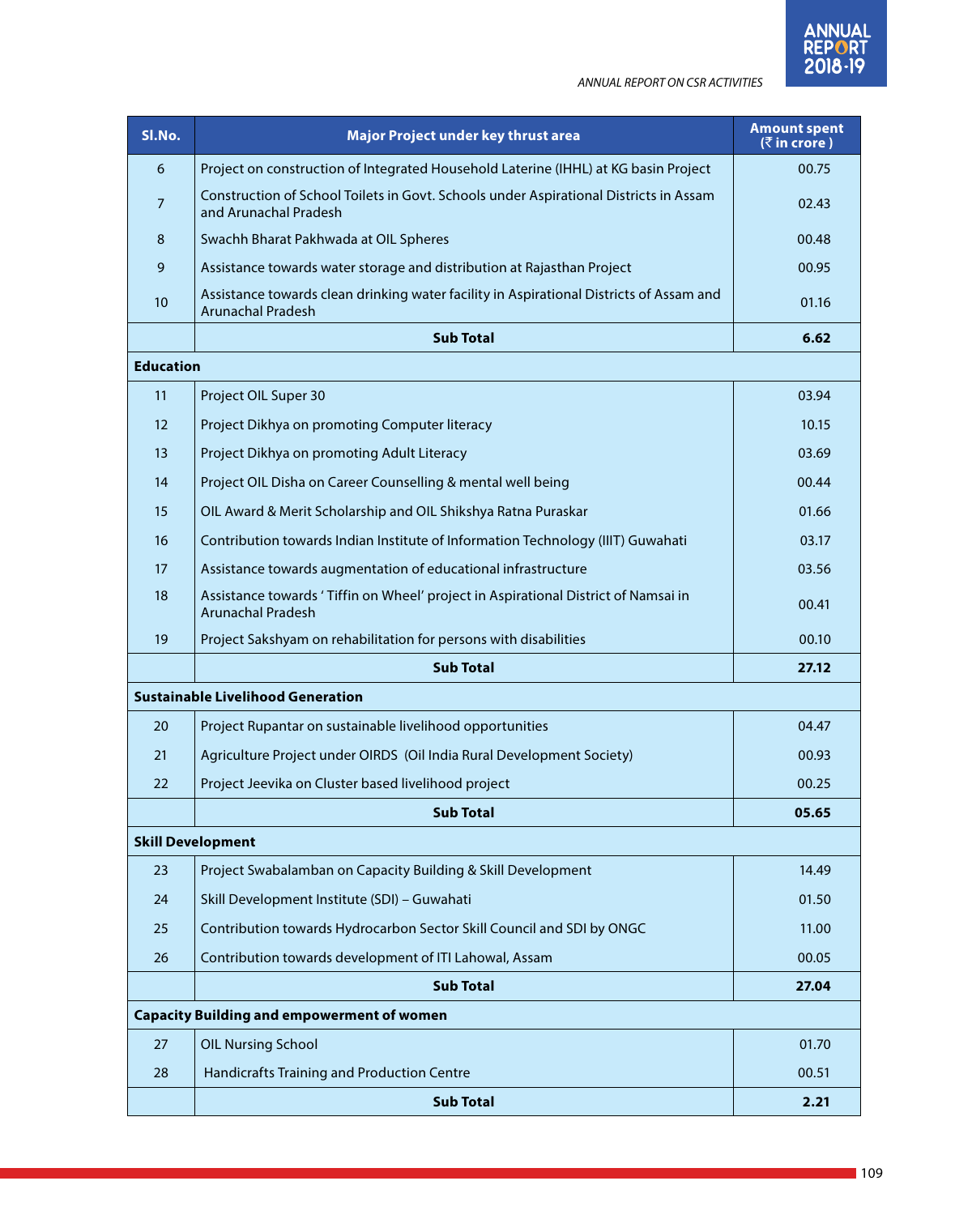| Sl.No. | Major Project under key thrust area | Amount spent (₹ in crore ) |
|---|---|---|
| 6 | Project on construction of Integrated Household Laterine (IHHL) at KG basin Project | 00.75 |
| 7 | Construction of School Toilets in Govt. Schools under Aspirational Districts in Assam and Arunachal Pradesh | 02.43 |
| 8 | Swachh Bharat Pakhwada at OIL Spheres | 00.48 |
| 9 | Assistance towards water storage and distribution at Rajasthan Project | 00.95 |
| 10 | Assistance towards clean drinking water facility in Aspirational Districts of Assam and Arunachal Pradesh | 01.16 |
| | **Sub Total** | **6.62** |
| **Education** | | |
| 11 | Project OIL Super 30 | 03.94 |
| 12 | Project Dikhya on promoting Computer literacy | 10.15 |
| 13 | Project Dikhya on promoting Adult Literacy | 03.69 |
| 14 | Project OIL Disha on Career Counselling & mental well being | 00.44 |
| 15 | OIL Award & Merit Scholarship and OIL Shikshya Ratna Puraskar | 01.66 |
| 16 | Contribution towards Indian Institute of Information Technology (IIIT) Guwahati | 03.17 |
| 17 | Assistance towards augmentation of educational infrastructure | 03.56 |
| 18 | Assistance towards ' Tiffin on Wheel' project in Aspirational District of Namsai in Arunachal Pradesh | 00.41 |
| 19 | Project Sakshyam on rehabilitation for persons with disabilities | 00.10 |
| | **Sub Total** | **27.12** |
| **Sustainable Livelihood Generation** | | |
| 20 | Project Rupantar on sustainable livelihood opportunities | 04.47 |
| 21 | Agriculture Project under OIRDS (Oil India Rural Development Society) | 00.93 |
| 22 | Project Jeevika on Cluster based livelihood project | 00.25 |
| | **Sub Total** | **05.65** |
| **Skill Development** | | |
| 23 | Project Swabalamban on Capacity Building & Skill Development | 14.49 |
| 24 | Skill Development Institute (SDI) – Guwahati | 01.50 |
| 25 | Contribution towards Hydrocarbon Sector Skill Council and SDI by ONGC | 11.00 |
| 26 | Contribution towards development of ITI Lahowal, Assam | 00.05 |
| | **Sub Total** | **27.04** |
| **Capacity Building and empowerment of women** | | |
| 27 | OIL Nursing School | 01.70 |
| 28 | Handicrafts Training and Production Centre | 00.51 |
| | **Sub Total** | **2.21** |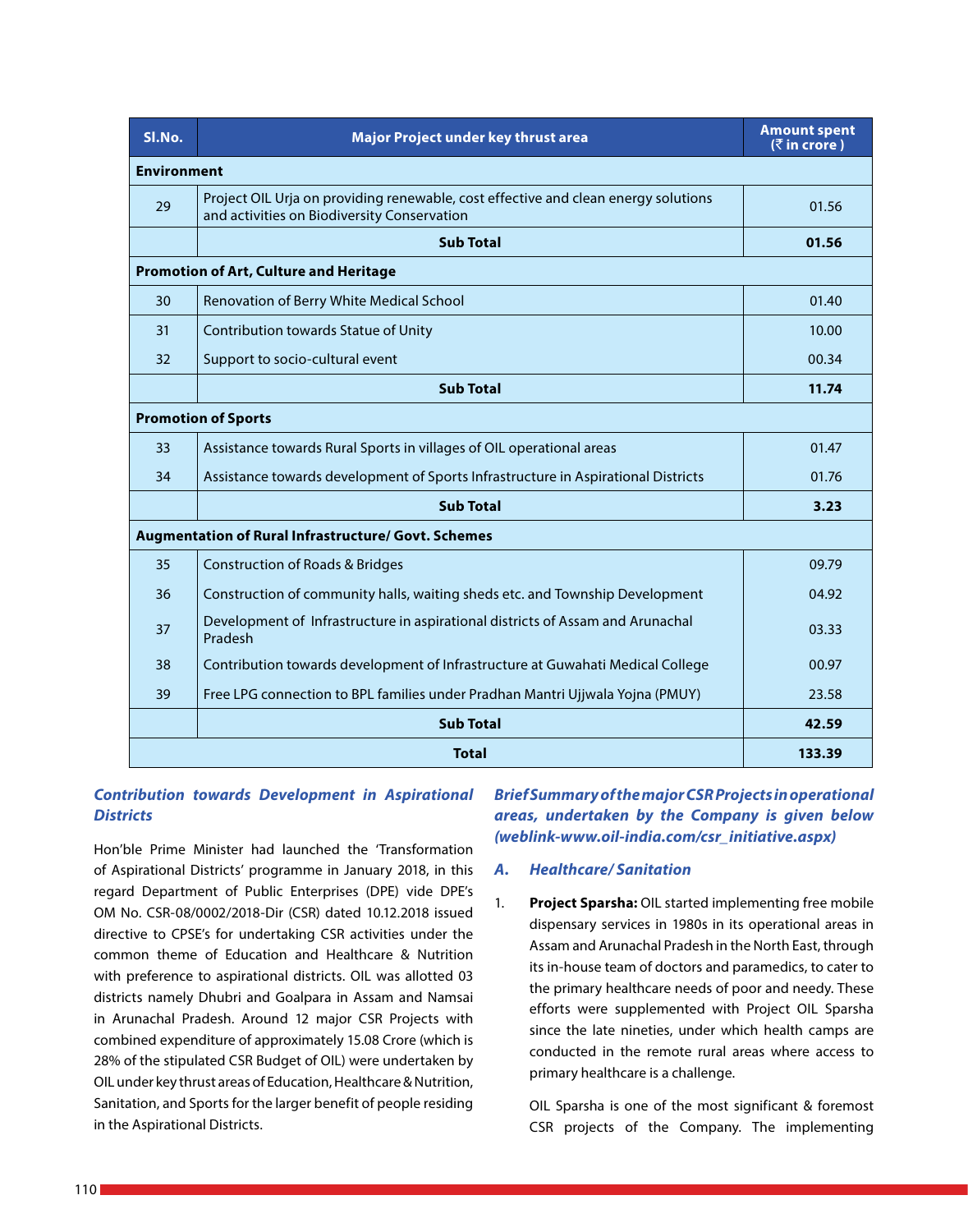| Sl.No. | Major Project under key thrust area | Amount spent (₹ in crore ) |
|---|---|---|
| **Environment** | | |
| 29 | Project OIL Urja on providing renewable, cost effective and clean energy solutions and activities on Biodiversity Conservation | 01.56 |
| | **Sub Total** | **01.56** |
| **Promotion of Art, Culture and Heritage** | | |
| 30 | Renovation of Berry White Medical School | 01.40 |
| 31 | Contribution towards Statue of Unity | 10.00 |
| 32 | Support to socio-cultural event | 00.34 |
| | **Sub Total** | **11.74** |
| **Promotion of Sports** | | |
| 33 | Assistance towards Rural Sports in villages of OIL operational areas | 01.47 |
| 34 | Assistance towards development of Sports Infrastructure in Aspirational Districts | 01.76 |
| | **Sub Total** | **3.23** |
| **Augmentation of Rural Infrastructure/ Govt. Schemes** | | |
| 35 | Construction of Roads & Bridges | 09.79 |
| 36 | Construction of community halls, waiting sheds etc. and Township Development | 04.92 |
| 37 | Development of Infrastructure in aspirational districts of Assam and Arunachal Pradesh | 03.33 |
| 38 | Contribution towards development of Infrastructure at Guwahati Medical College | 00.97 |
| 39 | Free LPG connection to BPL families under Pradhan Mantri Ujjwala Yojna (PMUY) | 23.58 |
| | **Sub Total** | **42.59** |
| | **Total** | **133.39** |

### *Contribution towards Development in Aspirational Districts*

Hon'ble Prime Minister had launched the 'Transformation of Aspirational Districts' programme in January 2018, in this regard Department of Public Enterprises (DPE) vide DPE's OM No. CSR-08/0002/2018-Dir (CSR) dated 10.12.2018 issued directive to CPSE's for undertaking CSR activities under the common theme of Education and Healthcare & Nutrition with preference to aspirational districts. OIL was allotted 03 districts namely Dhubri and Goalpara in Assam and Namsai in Arunachal Pradesh. Around 12 major CSR Projects with combined expenditure of approximately 15.08 Crore (which is 28% of the stipulated CSR Budget of OIL) were undertaken by OIL under key thrust areas of Education, Healthcare & Nutrition, Sanitation, and Sports for the larger benefit of people residing in the Aspirational Districts.

### *Brief Summary of the major CSR Projects in operational areas, undertaken by the Company is given below (weblink-www.oil-india.com/csr_initiative.aspx)*

### *A. Healthcare/ Sanitation*

1. **Project Sparsha:** OIL started implementing free mobile dispensary services in 1980s in its operational areas in Assam and Arunachal Pradesh in the North East, through its in-house team of doctors and paramedics, to cater to the primary healthcare needs of poor and needy. These efforts were supplemented with Project OIL Sparsha since the late nineties, under which health camps are conducted in the remote rural areas where access to primary healthcare is a challenge.

   OIL Sparsha is one of the most significant & foremost CSR projects of the Company. The implementing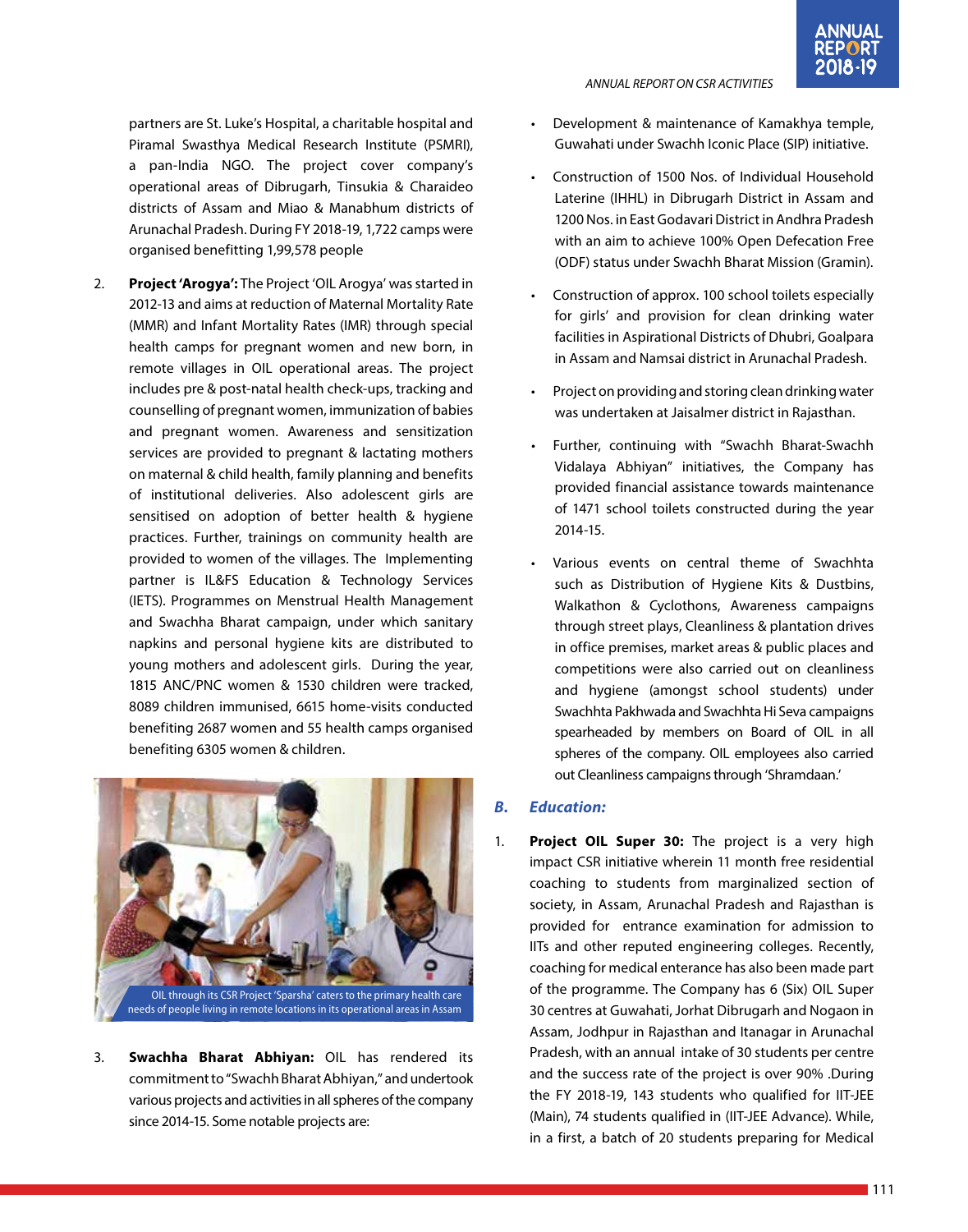partners are St. Luke's Hospital, a charitable hospital and Piramal Swasthya Medical Research Institute (PSMRI), a pan-India NGO. The project cover company's operational areas of Dibrugarh, Tinsukia & Charaideo districts of Assam and Miao & Manabhum districts of Arunachal Pradesh. During FY 2018-19, 1,722 camps were organised benefitting 1,99,578 people

2. **Project 'Arogya':** The Project 'OIL Arogya' was started in 2012-13 and aims at reduction of Maternal Mortality Rate (MMR) and Infant Mortality Rates (IMR) through special health camps for pregnant women and new born, in remote villages in OIL operational areas. The project includes pre & post-natal health check-ups, tracking and counselling of pregnant women, immunization of babies and pregnant women. Awareness and sensitization services are provided to pregnant & lactating mothers on maternal & child health, family planning and benefits of institutional deliveries. Also adolescent girls are sensitised on adoption of better health & hygiene practices. Further, trainings on community health are provided to women of the villages. The Implementing partner is IL&FS Education & Technology Services (IETS). Programmes on Menstrual Health Management and Swachha Bharat campaign, under which sanitary napkins and personal hygiene kits are distributed to young mothers and adolescent girls. During the year, 1815 ANC/PNC women & 1530 children were tracked, 8089 children immunised, 6615 home-visits conducted benefiting 2687 women and 55 health camps organised benefiting 6305 women & children.

OIL through its CSR Project 'Sparsha' caters to the primary health care needs of people living in remote locations in its operational areas in Assam

3. **Swachha Bharat Abhiyan:** OIL has rendered its commitment to "Swachh Bharat Abhiyan," and undertook various projects and activities in all spheres of the company since 2014-15. Some notable projects are:

- Development & maintenance of Kamakhya temple, Guwahati under Swachh Iconic Place (SIP) initiative.
- Construction of 1500 Nos. of Individual Household Laterine (IHHL) in Dibrugarh District in Assam and 1200 Nos. in East Godavari District in Andhra Pradesh with an aim to achieve 100% Open Defecation Free (ODF) status under Swachh Bharat Mission (Gramin).
- Construction of approx. 100 school toilets especially for girls' and provision for clean drinking water facilities in Aspirational Districts of Dhubri, Goalpara in Assam and Namsai district in Arunachal Pradesh.
- Project on providing and storing clean drinking water was undertaken at Jaisalmer district in Rajasthan.
- Further, continuing with "Swachh Bharat-Swachh Vidalaya Abhiyan" initiatives, the Company has provided financial assistance towards maintenance of 1471 school toilets constructed during the year 2014-15.
- Various events on central theme of Swachhta such as Distribution of Hygiene Kits & Dustbins, Walkathon & Cyclothons, Awareness campaigns through street plays, Cleanliness & plantation drives in office premises, market areas & public places and competitions were also carried out on cleanliness and hygiene (amongst school students) under Swachhta Pakhwada and Swachhta Hi Seva campaigns spearheaded by members on Board of OIL in all spheres of the company. OIL employees also carried out Cleanliness campaigns through 'Shramdaan.'

### *B. Education:*

1. **Project OIL Super 30:** The project is a very high impact CSR initiative wherein 11 month free residential coaching to students from marginalized section of society, in Assam, Arunachal Pradesh and Rajasthan is provided for entrance examination for admission to IITs and other reputed engineering colleges. Recently, coaching for medical enterance has also been made part of the programme. The Company has 6 (Six) OIL Super 30 centres at Guwahati, Jorhat Dibrugarh and Nogaon in Assam, Jodhpur in Rajasthan and Itanagar in Arunachal Pradesh, with an annual intake of 30 students per centre and the success rate of the project is over 90% .During the FY 2018-19, 143 students who qualified for IIT-JEE (Main), 74 students qualified in (IIT-JEE Advance). While, in a first, a batch of 20 students preparing for Medical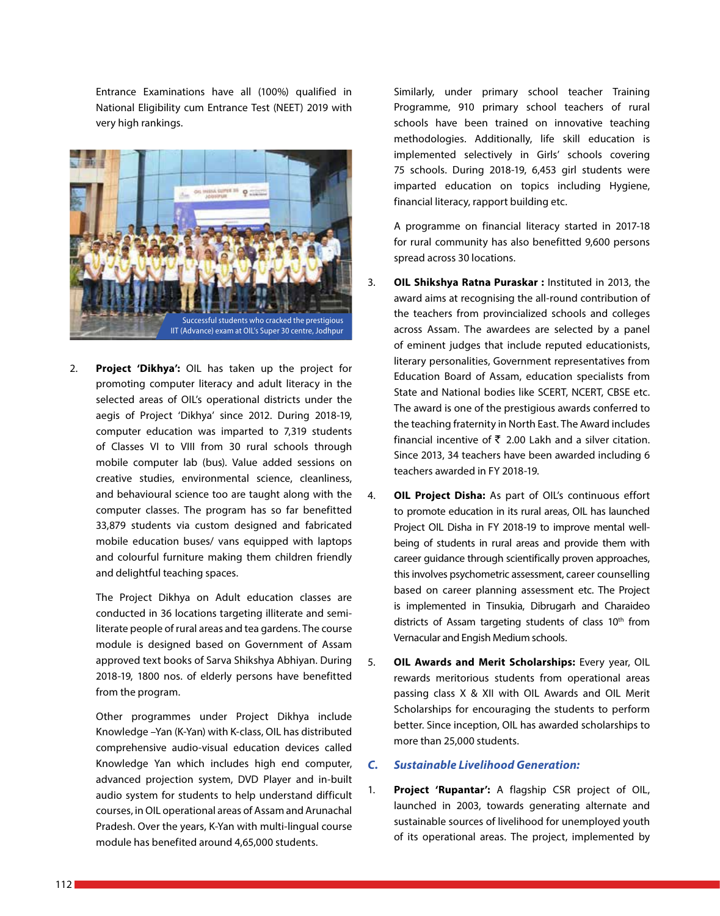Entrance Examinations have all (100%) qualified in National Eligibility cum Entrance Test (NEET) 2019 with very high rankings.

Successful students who cracked the prestigious IIT (Advance) exam at OIL's Super 30 centre, Jodhpur

2. **Project 'Dikhya':** OIL has taken up the project for promoting computer literacy and adult literacy in the selected areas of OIL's operational districts under the aegis of Project 'Dikhya' since 2012. During 2018-19, computer education was imparted to 7,319 students of Classes VI to VIII from 30 rural schools through mobile computer lab (bus). Value added sessions on creative studies, environmental science, cleanliness, and behavioural science too are taught along with the computer classes. The program has so far benefitted 33,879 students via custom designed and fabricated mobile education buses/ vans equipped with laptops and colourful furniture making them children friendly and delightful teaching spaces.

   The Project Dikhya on Adult education classes are conducted in 36 locations targeting illiterate and semi-literate people of rural areas and tea gardens. The course module is designed based on Government of Assam approved text books of Sarva Shikshya Abhiyan. During 2018-19, 1800 nos. of elderly persons have benefitted from the program.

   Other programmes under Project Dikhya include Knowledge –Yan (K-Yan) with K-class, OIL has distributed comprehensive audio-visual education devices called Knowledge Yan which includes high end computer, advanced projection system, DVD Player and in-built audio system for students to help understand difficult courses, in OIL operational areas of Assam and Arunachal Pradesh. Over the years, K-Yan with multi-lingual course module has benefited around 4,65,000 students.

   Similarly, under primary school teacher Training Programme, 910 primary school teachers of rural schools have been trained on innovative teaching methodologies. Additionally, life skill education is implemented selectively in Girls' schools covering 75 schools. During 2018-19, 6,453 girl students were imparted education on topics including Hygiene, financial literacy, rapport building etc.

   A programme on financial literacy started in 2017-18 for rural community has also benefitted 9,600 persons spread across 30 locations.

3. **OIL Shikshya Ratna Puraskar :** Instituted in 2013, the award aims at recognising the all-round contribution of the teachers from provincialized schools and colleges across Assam. The awardees are selected by a panel of eminent judges that include reputed educationists, literary personalities, Government representatives from Education Board of Assam, education specialists from State and National bodies like SCERT, NCERT, CBSE etc. The award is one of the prestigious awards conferred to the teaching fraternity in North East. The Award includes financial incentive of ₹ 2.00 Lakh and a silver citation. Since 2013, 34 teachers have been awarded including 6 teachers awarded in FY 2018-19.

4. **OIL Project Disha:** As part of OIL's continuous effort to promote education in its rural areas, OIL has launched Project OIL Disha in FY 2018-19 to improve mental well-being of students in rural areas and provide them with career guidance through scientifically proven approaches, this involves psychometric assessment, career counselling based on career planning assessment etc. The Project is implemented in Tinsukia, Dibrugarh and Charaideo districts of Assam targeting students of class 10th from Vernacular and Engish Medium schools.

5. **OIL Awards and Merit Scholarships:** Every year, OIL rewards meritorious students from operational areas passing class X & XII with OIL Awards and OIL Merit Scholarships for encouraging the students to perform better. Since inception, OIL has awarded scholarships to more than 25,000 students.

### C. *Sustainable Livelihood Generation:*

1. **Project 'Rupantar':** A flagship CSR project of OIL, launched in 2003, towards generating alternate and sustainable sources of livelihood for unemployed youth of its operational areas. The project, implemented by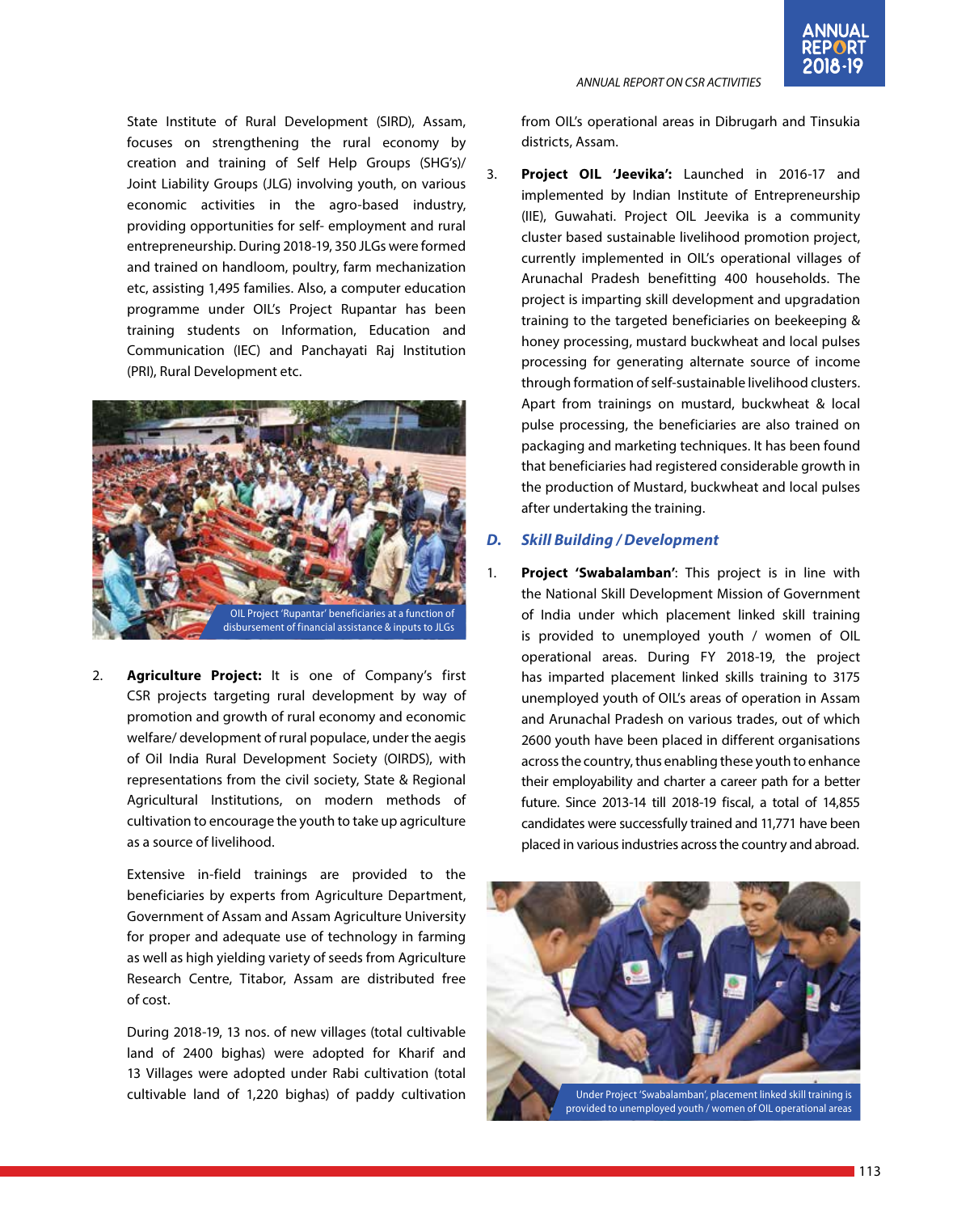State Institute of Rural Development (SIRD), Assam, focuses on strengthening the rural economy by creation and training of Self Help Groups (SHG's)/ Joint Liability Groups (JLG) involving youth, on various economic activities in the agro-based industry, providing opportunities for self- employment and rural entrepreneurship. During 2018-19, 350 JLGs were formed and trained on handloom, poultry, farm mechanization etc, assisting 1,495 families. Also, a computer education programme under OIL's Project Rupantar has been training students on Information, Education and Communication (IEC) and Panchayati Raj Institution (PRI), Rural Development etc.

OIL Project 'Rupantar' beneficiaries at a function of disbursement of financial assistance & inputs to JLGs

2. **Agriculture Project:** It is one of Company's first CSR projects targeting rural development by way of promotion and growth of rural economy and economic welfare/ development of rural populace, under the aegis of Oil India Rural Development Society (OIRDS), with representations from the civil society, State & Regional Agricultural Institutions, on modern methods of cultivation to encourage the youth to take up agriculture as a source of livelihood.

   Extensive in-field trainings are provided to the beneficiaries by experts from Agriculture Department, Government of Assam and Assam Agriculture University for proper and adequate use of technology in farming as well as high yielding variety of seeds from Agriculture Research Centre, Titabor, Assam are distributed free of cost.

   During 2018-19, 13 nos. of new villages (total cultivable land of 2400 bighas) were adopted for Kharif and 13 Villages were adopted under Rabi cultivation (total cultivable land of 1,220 bighas) of paddy cultivation from OIL's operational areas in Dibrugarh and Tinsukia districts, Assam.

3. **Project OIL 'Jeevika':** Launched in 2016-17 and implemented by Indian Institute of Entrepreneurship (IIE), Guwahati. Project OIL Jeevika is a community cluster based sustainable livelihood promotion project, currently implemented in OIL's operational villages of Arunachal Pradesh benefitting 400 households. The project is imparting skill development and upgradation training to the targeted beneficiaries on beekeeping & honey processing, mustard buckwheat and local pulses processing for generating alternate source of income through formation of self-sustainable livelihood clusters. Apart from trainings on mustard, buckwheat & local pulse processing, the beneficiaries are also trained on packaging and marketing techniques. It has been found that beneficiaries had registered considerable growth in the production of Mustard, buckwheat and local pulses after undertaking the training.

### *D. Skill Building / Development*

1. **Project 'Swabalamban'**: This project is in line with the National Skill Development Mission of Government of India under which placement linked skill training is provided to unemployed youth / women of OIL operational areas. During FY 2018-19, the project has imparted placement linked skills training to 3175 unemployed youth of OIL's areas of operation in Assam and Arunachal Pradesh on various trades, out of which 2600 youth have been placed in different organisations across the country, thus enabling these youth to enhance their employability and charter a career path for a better future. Since 2013-14 till 2018-19 fiscal, a total of 14,855 candidates were successfully trained and 11,771 have been placed in various industries across the country and abroad.

Under Project 'Swabalamban', placement linked skill training is provided to unemployed youth / women of OIL operational areas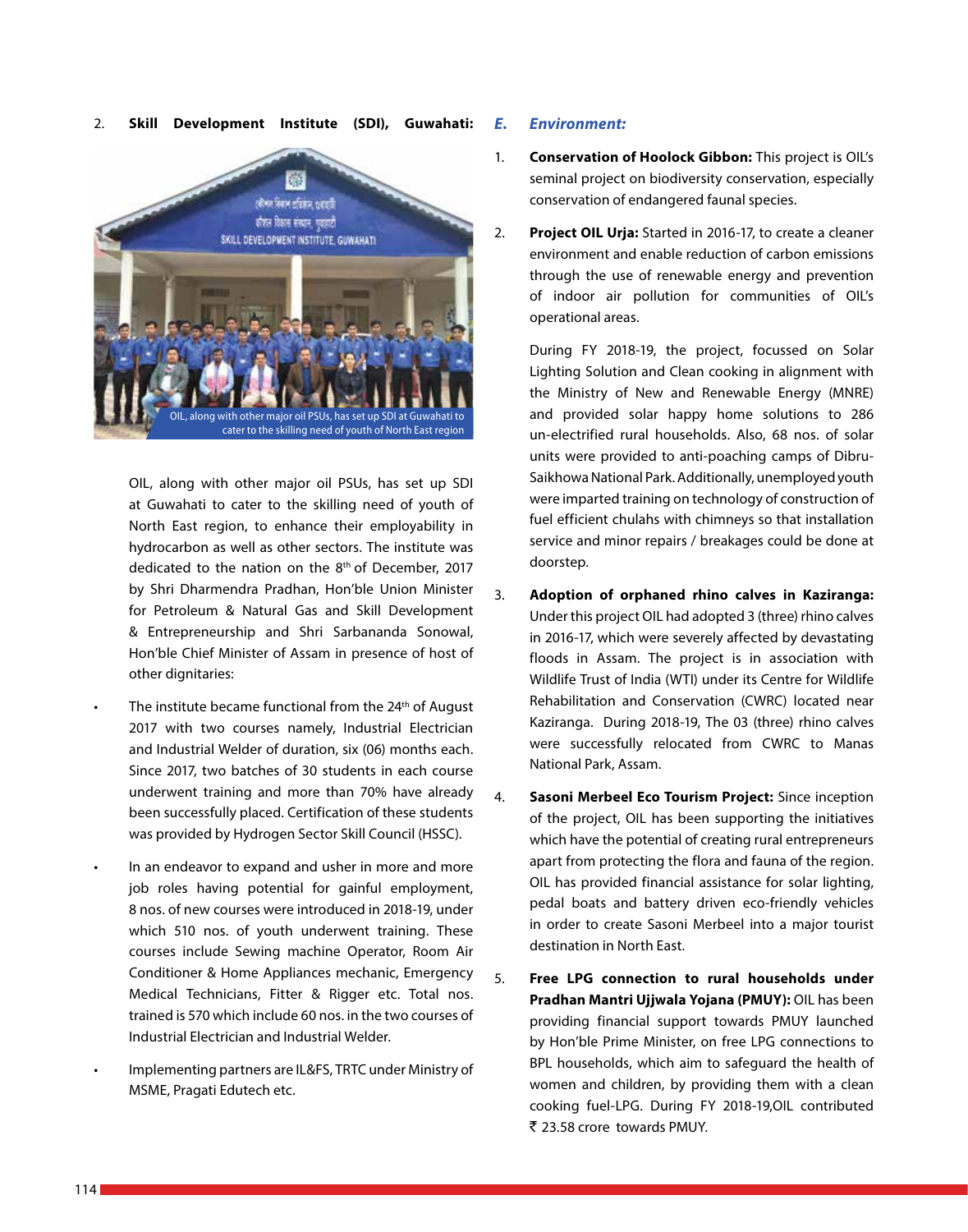2. **Skill Development Institute (SDI), Guwahati:**

OIL, along with other major oil PSUs, has set up SDI at Guwahati to cater to the skilling need of youth of North East region

OIL, along with other major oil PSUs, has set up SDI at Guwahati to cater to the skilling need of youth of North East region, to enhance their employability in hydrocarbon as well as other sectors. The institute was dedicated to the nation on the 8th of December, 2017 by Shri Dharmendra Pradhan, Hon'ble Union Minister for Petroleum & Natural Gas and Skill Development & Entrepreneurship and Shri Sarbananda Sonowal, Hon'ble Chief Minister of Assam in presence of host of other dignitaries:

- The institute became functional from the 24th of August 2017 with two courses namely, Industrial Electrician and Industrial Welder of duration, six (06) months each. Since 2017, two batches of 30 students in each course underwent training and more than 70% have already been successfully placed. Certification of these students was provided by Hydrogen Sector Skill Council (HSSC).
- In an endeavor to expand and usher in more and more job roles having potential for gainful employment, 8 nos. of new courses were introduced in 2018-19, under which 510 nos. of youth underwent training. These courses include Sewing machine Operator, Room Air Conditioner & Home Appliances mechanic, Emergency Medical Technicians, Fitter & Rigger etc. Total nos. trained is 570 which include 60 nos. in the two courses of Industrial Electrician and Industrial Welder.
- Implementing partners are IL&FS, TRTC under Ministry of MSME, Pragati Edutech etc.

## *E. Environment:*

1. **Conservation of Hoolock Gibbon:** This project is OIL's seminal project on biodiversity conservation, especially conservation of endangered faunal species.

2. **Project OIL Urja:** Started in 2016-17, to create a cleaner environment and enable reduction of carbon emissions through the use of renewable energy and prevention of indoor air pollution for communities of OIL's operational areas.

   During FY 2018-19, the project, focussed on Solar Lighting Solution and Clean cooking in alignment with the Ministry of New and Renewable Energy (MNRE) and provided solar happy home solutions to 286 un-electrified rural households. Also, 68 nos. of solar units were provided to anti-poaching camps of Dibru-Saikhowa National Park. Additionally, unemployed youth were imparted training on technology of construction of fuel efficient chulahs with chimneys so that installation service and minor repairs / breakages could be done at doorstep.

3. **Adoption of orphaned rhino calves in Kaziranga:** Under this project OIL had adopted 3 (three) rhino calves in 2016-17, which were severely affected by devastating floods in Assam. The project is in association with Wildlife Trust of India (WTI) under its Centre for Wildlife Rehabilitation and Conservation (CWRC) located near Kaziranga. During 2018-19, The 03 (three) rhino calves were successfully relocated from CWRC to Manas National Park, Assam.

4. **Sasoni Merbeel Eco Tourism Project:** Since inception of the project, OIL has been supporting the initiatives which have the potential of creating rural entrepreneurs apart from protecting the flora and fauna of the region. OIL has provided financial assistance for solar lighting, pedal boats and battery driven eco-friendly vehicles in order to create Sasoni Merbeel into a major tourist destination in North East.

5. **Free LPG connection to rural households under Pradhan Mantri Ujjwala Yojana (PMUY):** OIL has been providing financial support towards PMUY launched by Hon'ble Prime Minister, on free LPG connections to BPL households, which aim to safeguard the health of women and children, by providing them with a clean cooking fuel-LPG. During FY 2018-19,OIL contributed ₹ 23.58 crore towards PMUY.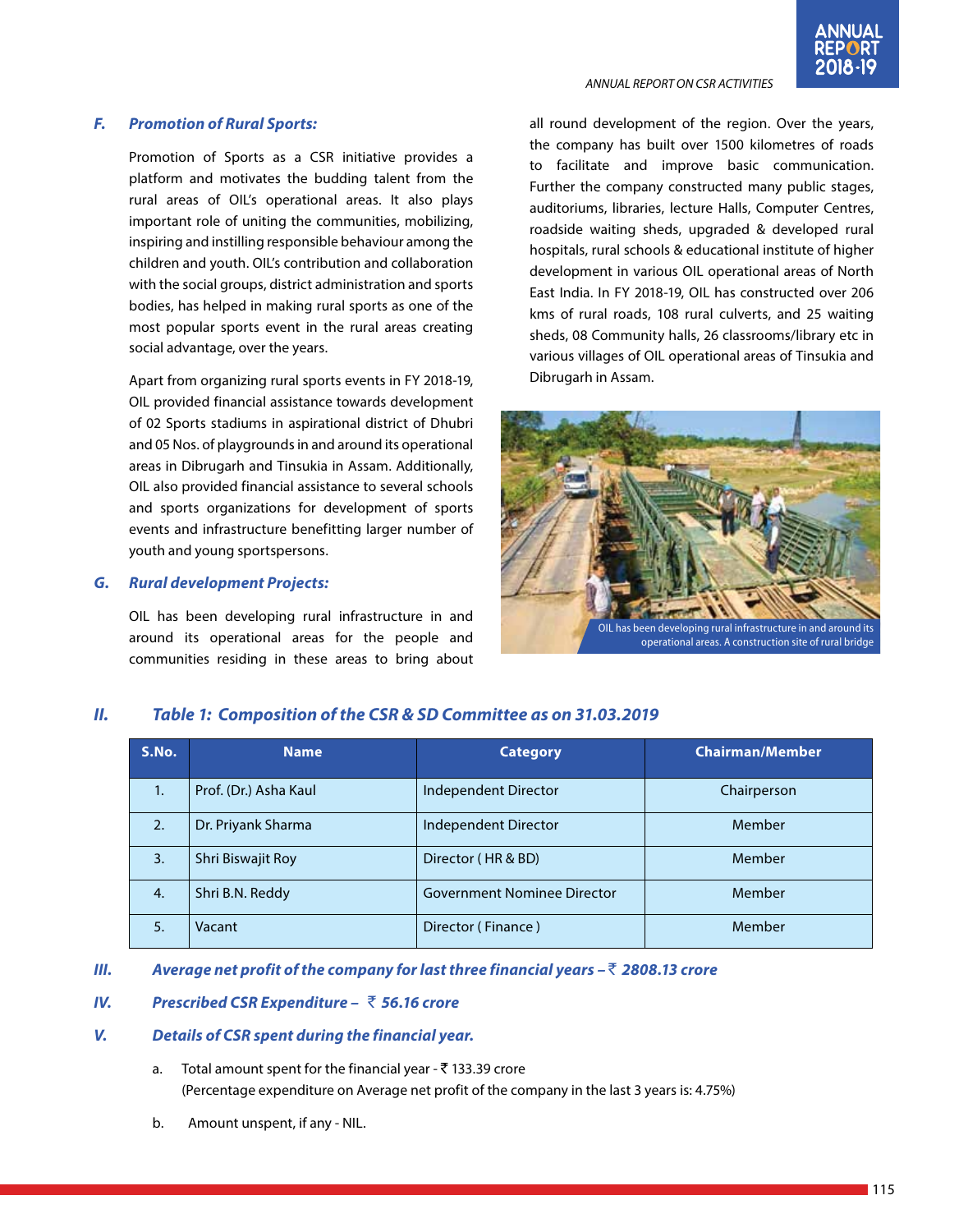### F. *Promotion of Rural Sports:*

Promotion of Sports as a CSR initiative provides a platform and motivates the budding talent from the rural areas of OIL's operational areas. It also plays important role of uniting the communities, mobilizing, inspiring and instilling responsible behaviour among the children and youth. OIL's contribution and collaboration with the social groups, district administration and sports bodies, has helped in making rural sports as one of the most popular sports event in the rural areas creating social advantage, over the years.

Apart from organizing rural sports events in FY 2018-19, OIL provided financial assistance towards development of 02 Sports stadiums in aspirational district of Dhubri and 05 Nos. of playgrounds in and around its operational areas in Dibrugarh and Tinsukia in Assam. Additionally, OIL also provided financial assistance to several schools and sports organizations for development of sports events and infrastructure benefitting larger number of youth and young sportspersons.

### G. *Rural development Projects:*

OIL has been developing rural infrastructure in and around its operational areas for the people and communities residing in these areas to bring about all round development of the region. Over the years, the company has built over 1500 kilometres of roads to facilitate and improve basic communication. Further the company constructed many public stages, auditoriums, libraries, lecture Halls, Computer Centres, roadside waiting sheds, upgraded & developed rural hospitals, rural schools & educational institute of higher development in various OIL operational areas of North East India. In FY 2018-19, OIL has constructed over 206 kms of rural roads, 108 rural culverts, and 25 waiting sheds, 08 Community halls, 26 classrooms/library etc in various villages of OIL operational areas of Tinsukia and Dibrugarh in Assam.

OIL has been developing rural infrastructure in and around its operational areas. A construction site of rural bridge

## II. *Table 1: Composition of the CSR & SD Committee as on 31.03.2019*

| S.No. | Name | Category | Chairman/Member |
|---|---|---|---|
| 1. | Prof. (Dr.) Asha Kaul | Independent Director | Chairperson |
| 2. | Dr. Priyank Sharma | Independent Director | Member |
| 3. | Shri Biswajit Roy | Director ( HR & BD) | Member |
| 4. | Shri B.N. Reddy | Government Nominee Director | Member |
| 5. | Vacant | Director ( Finance ) | Member |

## III. *Average net profit of the company for last three financial years – ₹ 2808.13 crore*

## IV. *Prescribed CSR Expenditure – ₹ 56.16 crore*

## V. *Details of CSR spent during the financial year.*

a. Total amount spent for the financial year - ₹ 133.39 crore
(Percentage expenditure on Average net profit of the company in the last 3 years is: 4.75%)

b. Amount unspent, if any - NIL.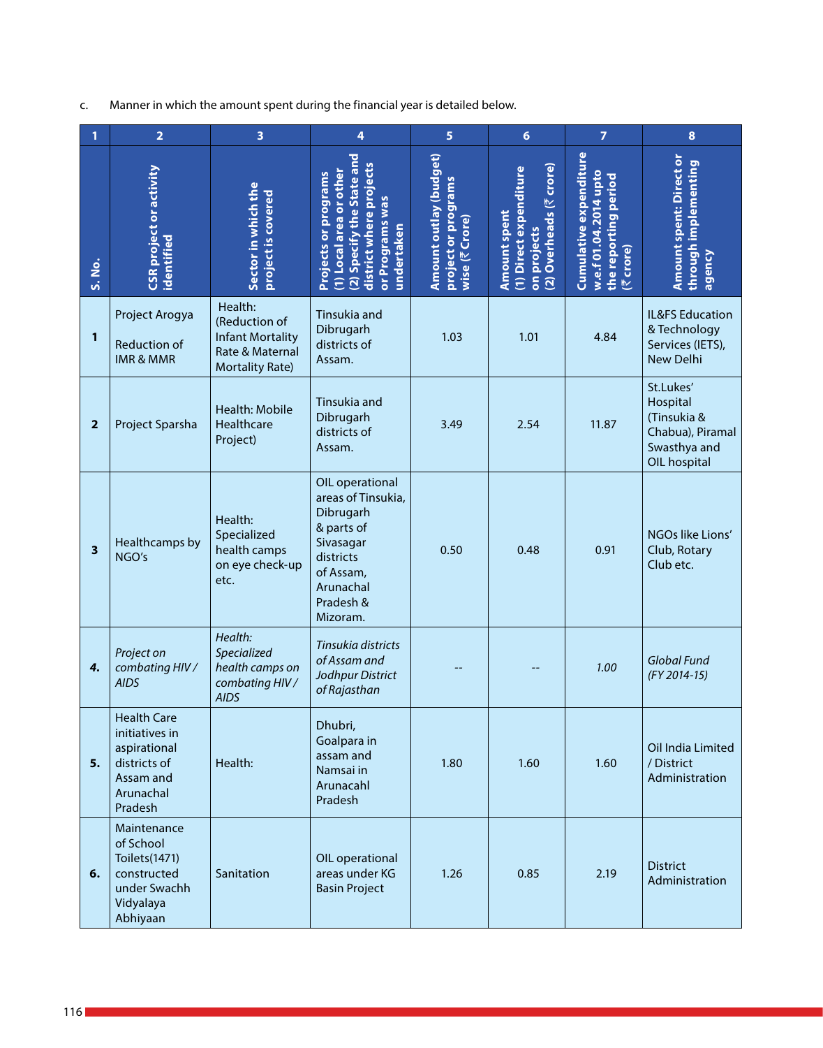c. Manner in which the amount spent during the financial year is detailed below.

| 1 | 2 | 3 | 4 | 5 | 6 | 7 | 8 |
|---|---|---|---|---|---|---|---|
| **S. No.** | **CSR project or activity identified** | **Sector in which the project is covered** | **Projects or programs (1) Local area or other (2) Specify the State and district where projects or Programs was undertaken** | **Amount outlay (budget) project or programs wise (₹ Crore)** | **Amount spent (1) Direct expenditure on projects (2) Overheads (₹ crore)** | **Cumulative expenditure w.e.f 01.04.2014 upto the reporting period (₹ crore)** | **Amount spent: Direct or through implementing agency** |
| **1** | Project Arogya Reduction of IMR & MMR | Health: (Reduction of Infant Mortality Rate & Maternal Mortality Rate) | Tinsukia and Dibrugarh districts of Assam. | 1.03 | 1.01 | 4.84 | IL&FS Education & Technology Services (IETS), New Delhi |
| **2** | Project Sparsha | Health: Mobile Healthcare Project) | Tinsukia and Dibrugarh districts of Assam. | 3.49 | 2.54 | 11.87 | St.Lukes' Hospital (Tinsukia & Chabua), Piramal Swasthya and OIL hospital |
| **3** | Healthcamps by NGO's | Health: Specialized health camps on eye check-up etc. | OIL operational areas of Tinsukia, Dibrugarh & parts of Sivasagar districts of Assam, Arunachal Pradesh & Mizoram. | 0.50 | 0.48 | 0.91 | NGOs like Lions' Club, Rotary Club etc. |
| **4.** | *Project on combating HIV / AIDS* | *Health: Specialized health camps on combating HIV / AIDS* | *Tinsukia districts of Assam and Jodhpur District of Rajasthan* | -- | -- | *1.00* | *Global Fund (FY 2014-15)* |
| **5.** | Health Care initiatives in aspirational districts of Assam and Arunachal Pradesh | Health: | Dhubri, Goalpara in assam and Namsai in Arunacahl Pradesh | 1.80 | 1.60 | 1.60 | Oil India Limited / District Administration |
| **6.** | Maintenance of School Toilets(1471) constructed under Swachh Vidyalaya Abhiyaan | Sanitation | OIL operational areas under KG Basin Project | 1.26 | 0.85 | 2.19 | District Administration |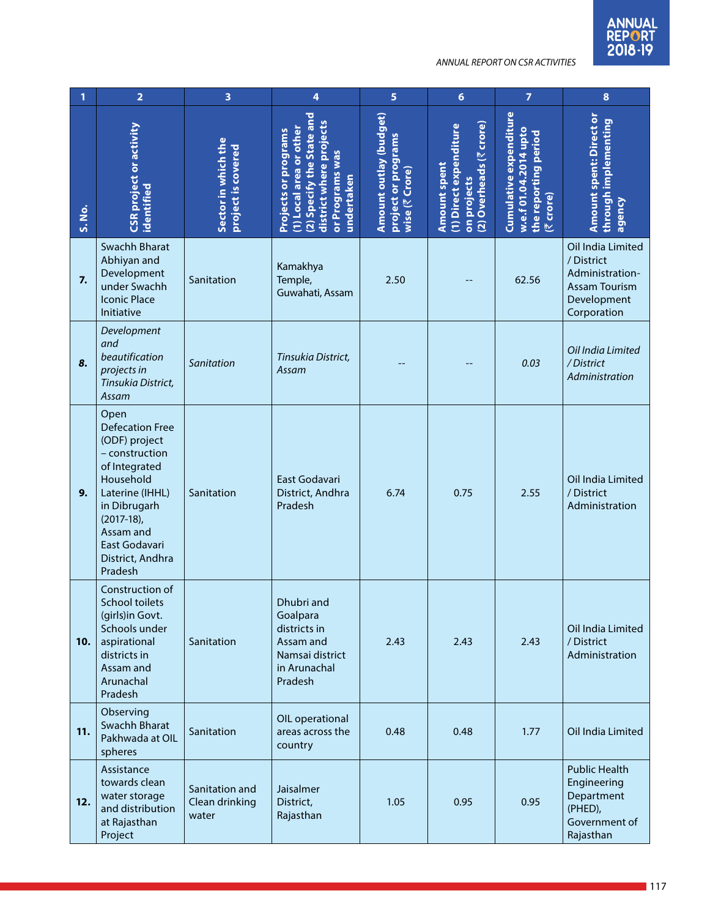| 1 | 2 | 3 | 4 | 5 | 6 | 7 | 8 |
|---|---|---|---|---|---|---|---|
| **S. No.** | **CSR project or activity identified** | **Sector in which the project is covered** | **Projects or programs (1) Local area or other (2) Specify the State and district where projects or Programs was undertaken** | **Amount outlay (budget) project or programs wise (₹ Crore)** | **Amount spent (1) Direct expenditure on projects (2) Overheads (₹ crore)** | **Cumulative expenditure w.e.f 01.04.2014 upto the reporting period (₹ crore)** | **Amount spent: Direct or through implementing agency** |
| **7.** | Swachh Bharat Abhiyan and Development under Swachh Iconic Place Initiative | Sanitation | Kamakhya Temple, Guwahati, Assam | 2.50 | -- | 62.56 | Oil India Limited / District Administration- Assam Tourism Development Corporation |
| ***8.*** | *Development and beautification projects in Tinsukia District, Assam* | *Sanitation* | *Tinsukia District, Assam* | -- | -- | *0.03* | *Oil India Limited / District Administration* |
| **9.** | Open Defecation Free (ODF) project – construction of Integrated Household Laterine (IHHL) in Dibrugarh (2017-18), Assam and East Godavari District, Andhra Pradesh | Sanitation | East Godavari District, Andhra Pradesh | 6.74 | 0.75 | 2.55 | Oil India Limited / District Administration |
| **10.** | Construction of School toilets (girls)in Govt. Schools under aspirational districts in Assam and Arunachal Pradesh | Sanitation | Dhubri and Goalpara districts in Assam and Namsai district in Arunachal Pradesh | 2.43 | 2.43 | 2.43 | Oil India Limited / District Administration |
| **11.** | Observing Swachh Bharat Pakhwada at OIL spheres | Sanitation | OIL operational areas across the country | 0.48 | 0.48 | 1.77 | Oil India Limited |
| **12.** | Assistance towards clean water storage and distribution at Rajasthan Project | Sanitation and Clean drinking water | Jaisalmer District, Rajasthan | 1.05 | 0.95 | 0.95 | Public Health Engineering Department (PHED), Government of Rajasthan |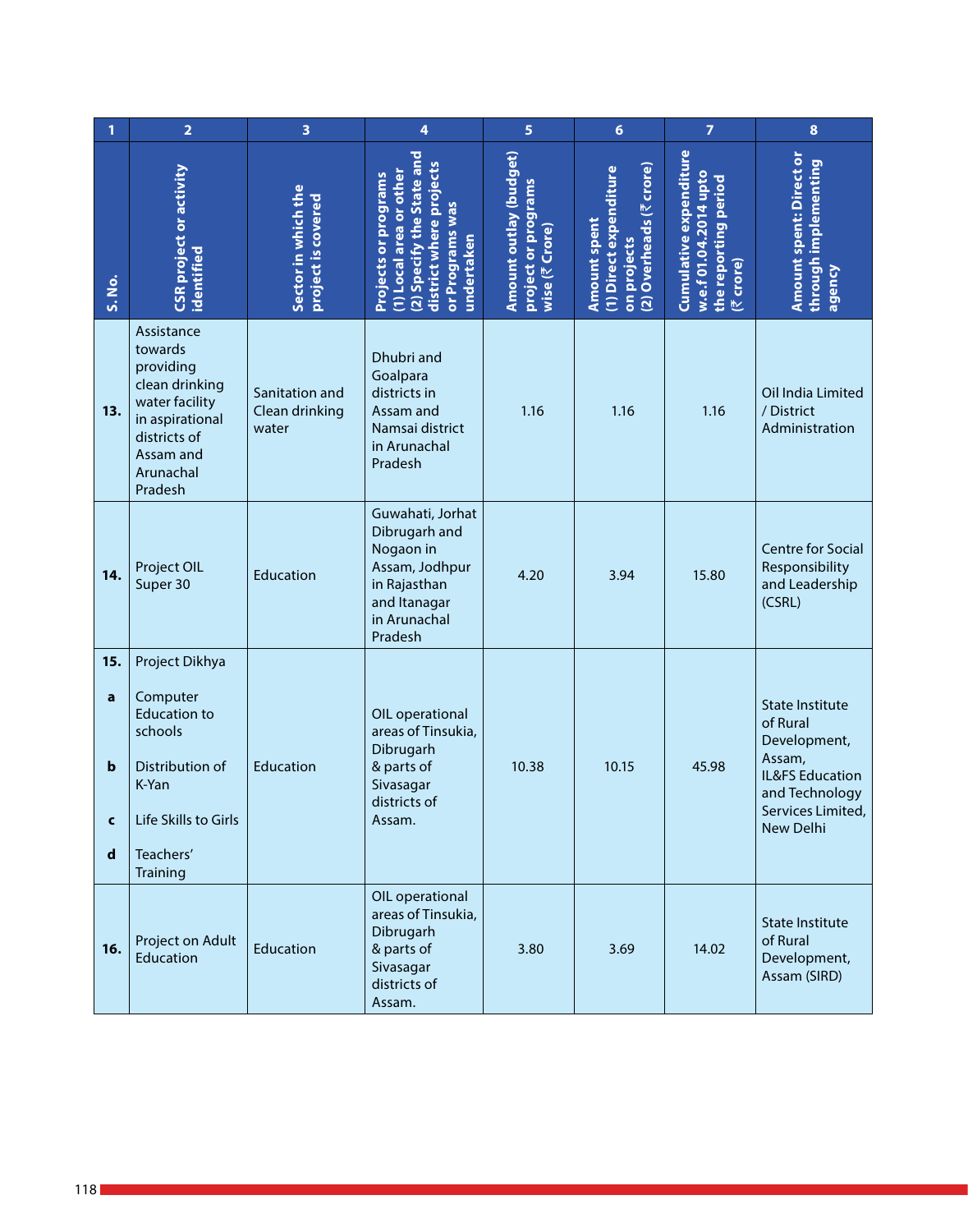| 1 | 2 | 3 | 4 | 5 | 6 | 7 | 8 |
|---|---|---|---|---|---|---|---|
| S. No. | CSR project or activity identified | Sector in which the project is covered | Projects or programs (1) Local area or other (2) Specify the State and district where projects or Programs was undertaken | Amount outlay (budget) project or programs wise (₹ Crore) | Amount spent (1) Direct expenditure on projects (2) Overheads (₹ crore) | Cumulative expenditure w.e.f 01.04.2014 upto the reporting period (₹ crore) | Amount spent: Direct or through implementing agency |
| 13. | Assistance towards providing clean drinking water facility in aspirational districts of Assam and Arunachal Pradesh | Sanitation and Clean drinking water | Dhubri and Goalpara districts in Assam and Namsai district in Arunachal Pradesh | 1.16 | 1.16 | 1.16 | Oil India Limited / District Administration |
| 14. | Project OIL Super 30 | Education | Guwahati, Jorhat Dibrugarh and Nogaon in Assam, Jodhpur in Rajasthan and Itanagar in Arunachal Pradesh | 4.20 | 3.94 | 15.80 | Centre for Social Responsibility and Leadership (CSRL) |
| 15. | Project Dikhya | Education | OIL operational areas of Tinsukia, Dibrugarh & parts of Sivasagar districts of Assam. | 10.38 | 10.15 | 45.98 | State Institute of Rural Development, Assam, IL&FS Education and Technology Services Limited, New Delhi |
| a | Computer Education to schools | | | | | | |
| b | Distribution of K-Yan | | | | | | |
| c | Life Skills to Girls | | | | | | |
| d | Teachers' Training | | | | | | |
| 16. | Project on Adult Education | Education | OIL operational areas of Tinsukia, Dibrugarh & parts of Sivasagar districts of Assam. | 3.80 | 3.69 | 14.02 | State Institute of Rural Development, Assam (SIRD) |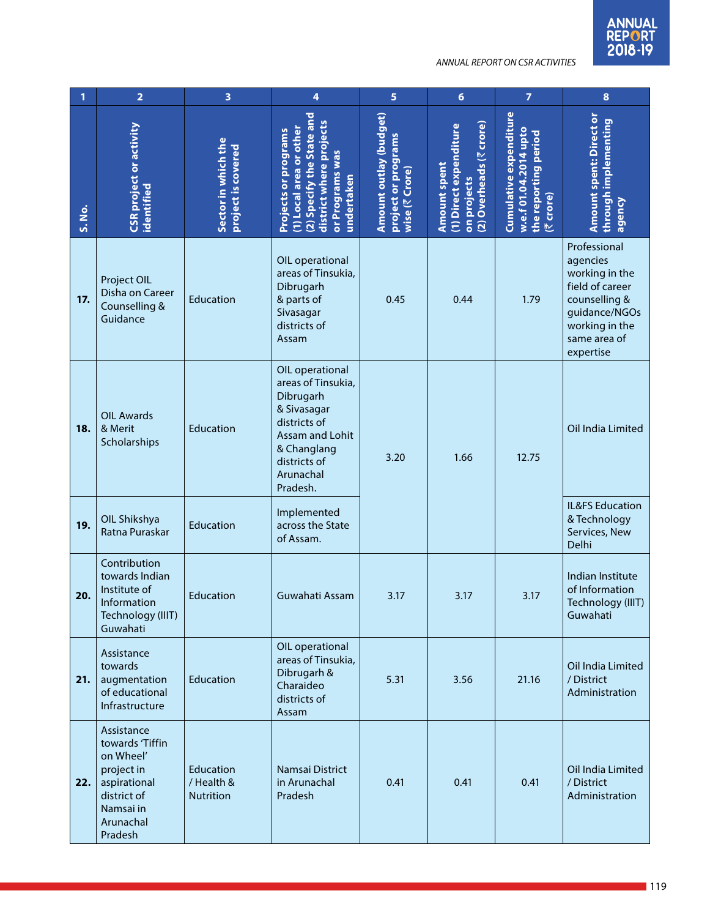| 1 | 2 | 3 | 4 | 5 | 6 | 7 | 8 |
|---|---|---|---|---|---|---|---|
| S. No. | CSR project or activity identified | Sector in which the project is covered | Projects or programs (1) Local area or other (2) Specify the State and district where projects or Programs was undertaken | Amount outlay (budget) project or programs wise (₹ Crore) | Amount spent (1) Direct expenditure on projects (2) Overheads (₹ crore) | Cumulative expenditure w.e.f 01.04.2014 upto the reporting period (₹ crore) | Amount spent: Direct or through implementing agency |
| **17.** | Project OIL Disha on Career Counselling & Guidance | Education | OIL operational areas of Tinsukia, Dibrugarh & parts of Sivasagar districts of Assam | 0.45 | 0.44 | 1.79 | Professional agencies working in the field of career counselling & guidance/NGOs working in the same area of expertise |
| **18.** | OIL Awards & Merit Scholarships | Education | OIL operational areas of Tinsukia, Dibrugarh & Sivasagar districts of Assam and Lohit & Changlang districts of Arunachal Pradesh. | 3.20 | 1.66 | 12.75 | Oil India Limited |
| **19.** | OIL Shikshya Ratna Puraskar | Education | Implemented across the State of Assam. | | | | IL&FS Education & Technology Services, New Delhi |
| **20.** | Contribution towards Indian Institute of Information Technology (IIIT) Guwahati | Education | Guwahati Assam | 3.17 | 3.17 | 3.17 | Indian Institute of Information Technology (IIIT) Guwahati |
| **21.** | Assistance towards augmentation of educational Infrastructure | Education | OIL operational areas of Tinsukia, Dibrugarh & Charaideo districts of Assam | 5.31 | 3.56 | 21.16 | Oil India Limited / District Administration |
| **22.** | Assistance towards 'Tiffin on Wheel' project in aspirational district of Namsai in Arunachal Pradesh | Education / Health & Nutrition | Namsai District in Arunachal Pradesh | 0.41 | 0.41 | 0.41 | Oil India Limited / District Administration |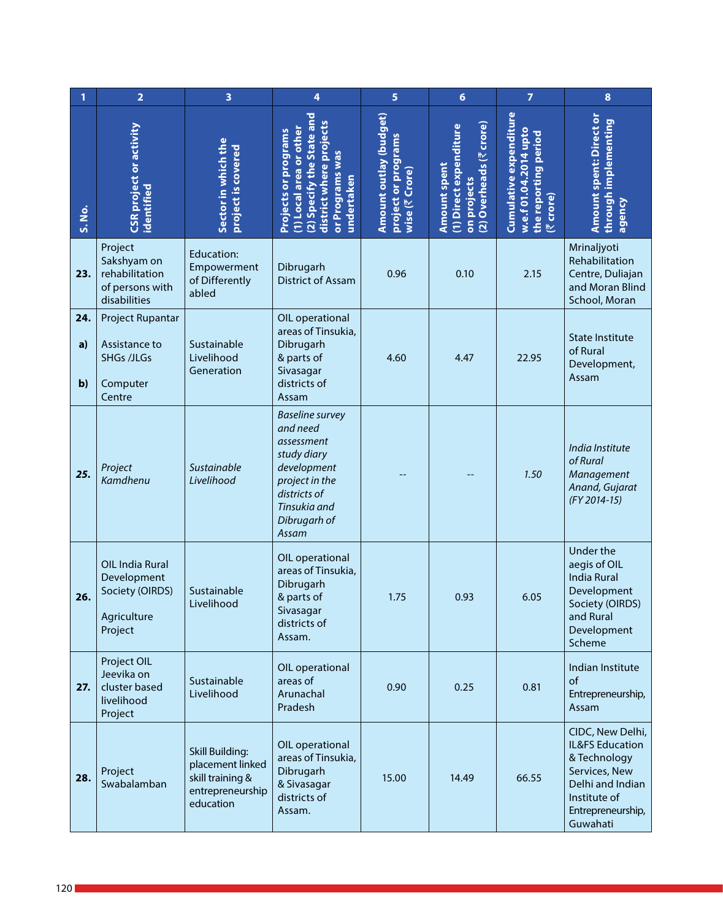| 1 | 2 | 3 | 4 | 5 | 6 | 7 | 8 |
|---|---|---|---|---|---|---|---|
| S. No. | CSR project or activity identified | Sector in which the project is covered | Projects or programs (1) Local area or other (2) Specify the State and district where projects or Programs was undertaken | Amount outlay (budget) project or programs wise (₹ Crore) | Amount spent (1) Direct expenditure on projects (2) Overheads (₹ crore) | Cumulative expenditure w.e.f 01.04.2014 upto the reporting period (₹ crore) | Amount spent: Direct or through implementing agency |
| **23.** | Project Sakshyam on rehabilitation of persons with disabilities | Education: Empowerment of Differently abled | Dibrugarh District of Assam | 0.96 | 0.10 | 2.15 | Mrinaljyoti Rehabilitation Centre, Duliajan and Moran Blind School, Moran |
| **24.** **a)** **b)** | Project Rupantar Assistance to SHGs /JLGs Computer Centre | Sustainable Livelihood Generation | OIL operational areas of Tinsukia, Dibrugarh & parts of Sivasagar districts of Assam | 4.60 | 4.47 | 22.95 | State Institute of Rural Development, Assam |
| ***25.*** | *Project Kamdhenu* | *Sustainable Livelihood* | *Baseline survey and need assessment study diary development project in the districts of Tinsukia and Dibrugarh of Assam* | *--* | *--* | *1.50* | *India Institute of Rural Management Anand, Gujarat (FY 2014-15)* |
| **26.** | OIL India Rural Development Society (OIRDS) Agriculture Project | Sustainable Livelihood | OIL operational areas of Tinsukia, Dibrugarh & parts of Sivasagar districts of Assam. | 1.75 | 0.93 | 6.05 | Under the aegis of OIL India Rural Development Society (OIRDS) and Rural Development Scheme |
| **27.** | Project OIL Jeevika on cluster based livelihood Project | Sustainable Livelihood | OIL operational areas of Arunachal Pradesh | 0.90 | 0.25 | 0.81 | Indian Institute of Entrepreneurship, Assam |
| **28.** | Project Swabalamban | Skill Building: placement linked skill training & entrepreneurship education | OIL operational areas of Tinsukia, Dibrugarh & Sivasagar districts of Assam. | 15.00 | 14.49 | 66.55 | CIDC, New Delhi, IL&FS Education & Technology Services, New Delhi and Indian Institute of Entrepreneurship, Guwahati |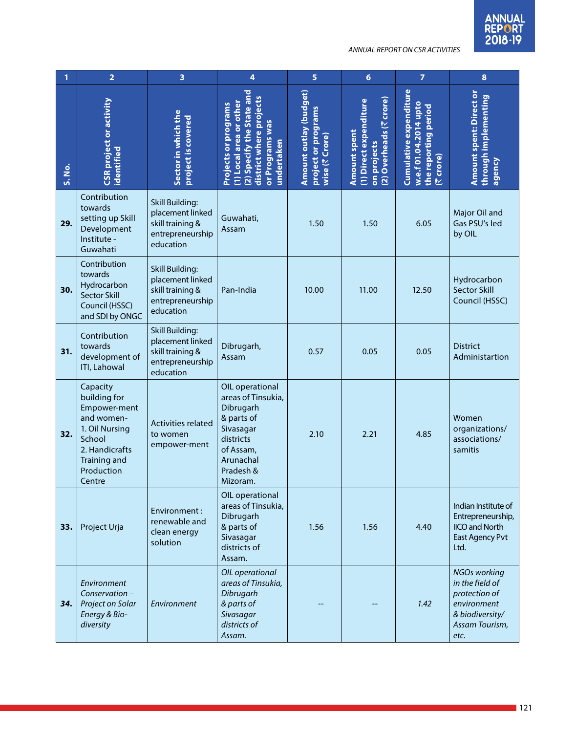| 1 | 2 | 3 | 4 | 5 | 6 | 7 | 8 |
|---|---|---|---|---|---|---|---|
| S. No. | CSR project or activity identified | Sector in which the project is covered | Projects or programs (1) Local area or other (2) Specify the State and district where projects or Programs was undertaken | Amount outlay (budget) project or programs wise (₹ Crore) | Amount spent (1) Direct expenditure on projects (2) Overheads (₹ crore) | Cumulative expenditure w.e.f 01.04.2014 upto the reporting period (₹ crore) | Amount spent: Direct or through implementing agency |
| **29.** | Contribution towards setting up Skill Development Institute - Guwahati | Skill Building: placement linked skill training & entrepreneurship education | Guwahati, Assam | 1.50 | 1.50 | 6.05 | Major Oil and Gas PSU's led by OIL |
| **30.** | Contribution towards Hydrocarbon Sector Skill Council (HSSC) and SDI by ONGC | Skill Building: placement linked skill training & entrepreneurship education | Pan-India | 10.00 | 11.00 | 12.50 | Hydrocarbon Sector Skill Council (HSSC) |
| **31.** | Contribution towards development of ITI, Lahowal | Skill Building: placement linked skill training & entrepreneurship education | Dibrugarh, Assam | 0.57 | 0.05 | 0.05 | District Administartion |
| **32.** | Capacity building for Empower-ment and women- 1. Oil Nursing School 2. Handicrafts Training and Production Centre | Activities related to women empower-ment | OIL operational areas of Tinsukia, Dibrugarh & parts of Sivasagar districts of Assam, Arunachal Pradesh & Mizoram. | 2.10 | 2.21 | 4.85 | Women organizations/ associations/ samitis |
| **33.** | Project Urja | Environment : renewable and clean energy solution | OIL operational areas of Tinsukia, Dibrugarh & parts of Sivasagar districts of Assam. | 1.56 | 1.56 | 4.40 | Indian Institute of Entrepreneurship, IICO and North East Agency Pvt Ltd. |
| ***34.*** | *Environment Conservation – Project on Solar Energy & Bio-diversity* | *Environment* | *OIL operational areas of Tinsukia, Dibrugarh & parts of Sivasagar districts of Assam.* | -- | -- | *1.42* | *NGOs working in the field of protection of environment & biodiversity/ Assam Tourism, etc.* |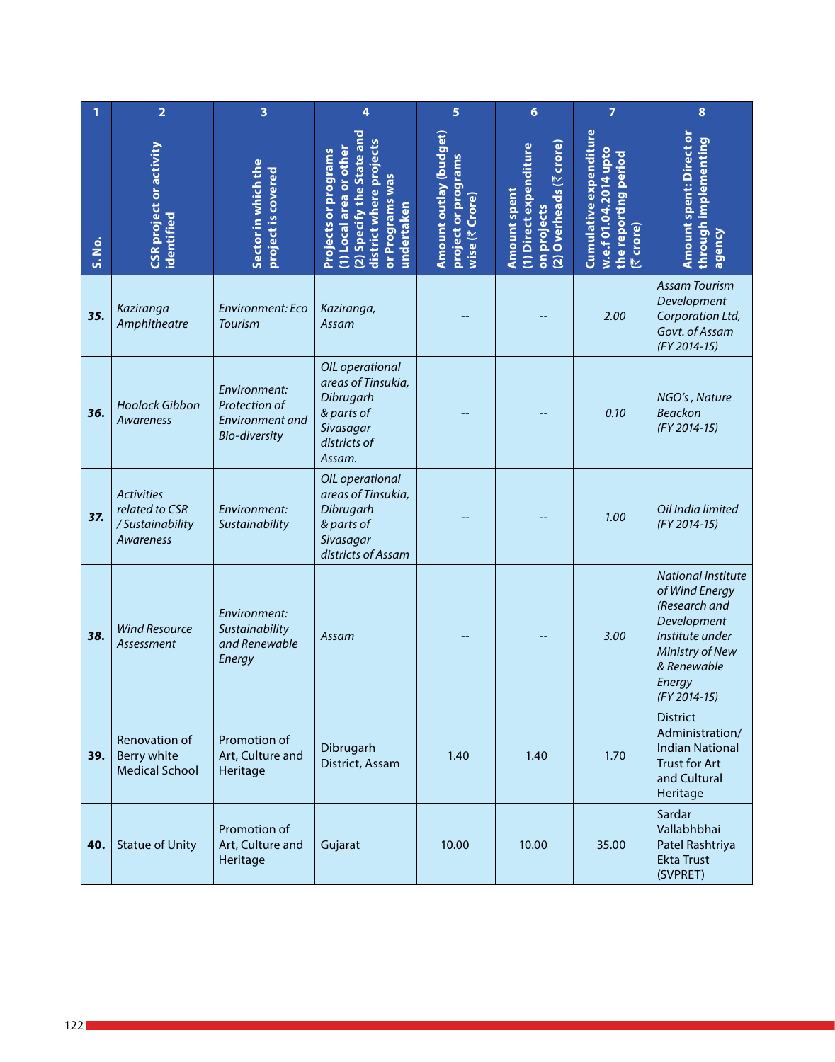| 1 | 2 | 3 | 4 | 5 | 6 | 7 | 8 |
|---|---|---|---|---|---|---|---|
| **S. No.** | **CSR project or activity identified** | **Sector in which the project is covered** | **Projects or programs (1) Local area or other (2) Specify the State and district where projects or Programs was undertaken** | **Amount outlay (budget) project or programs wise (₹ Crore)** | **Amount spent (1) Direct expenditure on projects (2) Overheads (₹ crore)** | **Cumulative expenditure w.e.f 01.04.2014 upto the reporting period (₹ crore)** | **Amount spent: Direct or through implementing agency** |
| **35.** | *Kaziranga Amphitheatre* | *Environment: Eco Tourism* | *Kaziranga, Assam* | -- | -- | *2.00* | *Assam Tourism Development Corporation Ltd, Govt. of Assam (FY 2014-15)* |
| **36.** | *Hoolock Gibbon Awareness* | *Environment: Protection of Environment and Bio-diversity* | *OIL operational areas of Tinsukia, Dibrugarh & parts of Sivasagar districts of Assam.* | -- | -- | *0.10* | *NGO's , Nature Beackon (FY 2014-15)* |
| **37.** | *Activities related to CSR / Sustainability Awareness* | *Environment: Sustainability* | *OIL operational areas of Tinsukia, Dibrugarh & parts of Sivasagar districts of Assam* | -- | -- | *1.00* | *Oil India limited (FY 2014-15)* |
| **38.** | *Wind Resource Assessment* | *Environment: Sustainability and Renewable Energy* | *Assam* | -- | -- | *3.00* | *National Institute of Wind Energy (Research and Development Institute under Ministry of New & Renewable Energy (FY 2014-15)* |
| **39.** | Renovation of Berry white Medical School | Promotion of Art, Culture and Heritage | Dibrugarh District, Assam | 1.40 | 1.40 | 1.70 | District Administration/ Indian National Trust for Art and Cultural Heritage |
| **40.** | Statue of Unity | Promotion of Art, Culture and Heritage | Gujarat | 10.00 | 10.00 | 35.00 | Sardar Vallabhbhai Patel Rashtriya Ekta Trust (SVPRET) |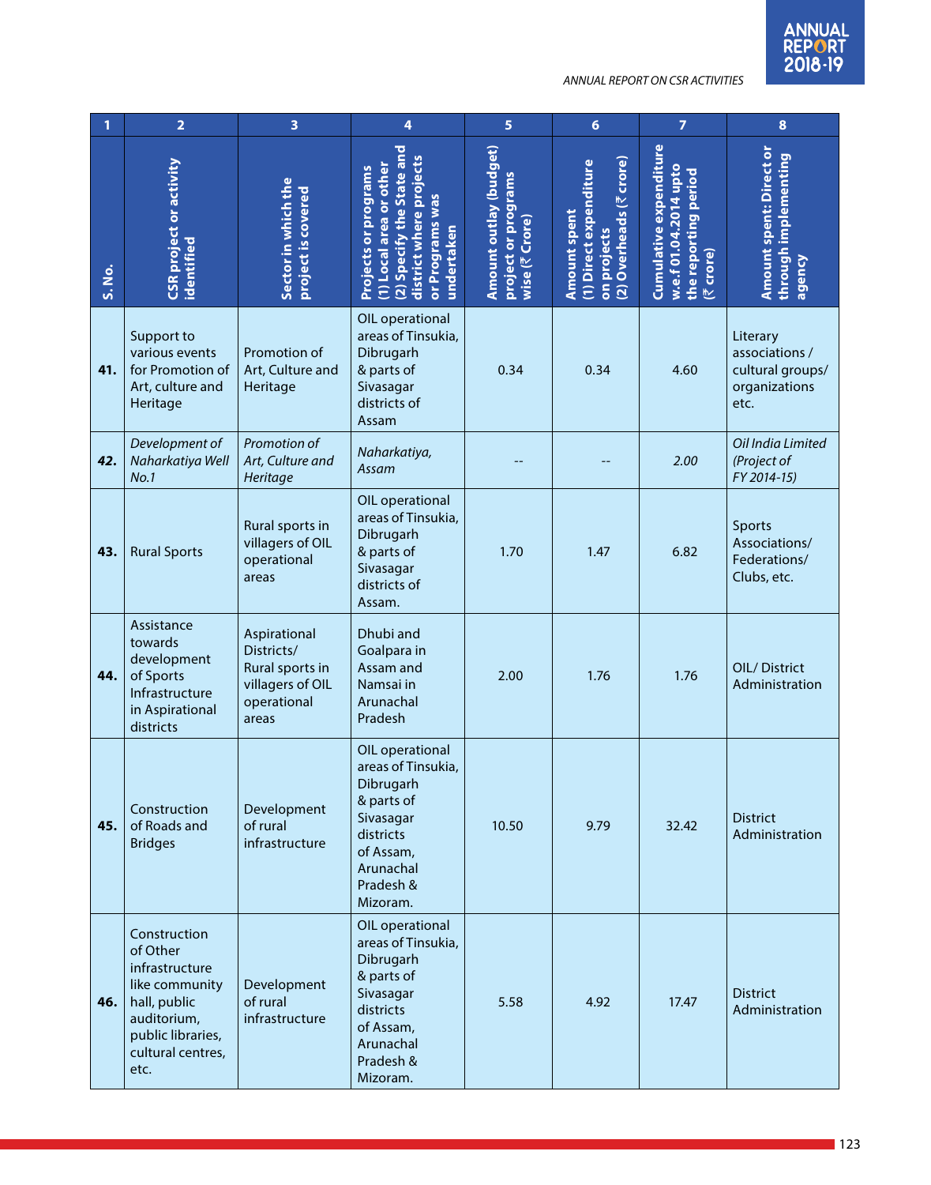| 1 | 2 | 3 | 4 | 5 | 6 | 7 | 8 |
|---|---|---|---|---|---|---|---|
| S. No. | CSR project or activity identified | Sector in which the project is covered | Projects or programs (1) Local area or other (2) Specify the State and district where projects or Programs was undertaken | Amount outlay (budget) project or programs wise (₹ Crore) | Amount spent (1) Direct expenditure on projects (2) Overheads (₹ crore) | Cumulative expenditure w.e.f 01.04.2014 upto the reporting period (₹ crore) | Amount spent: Direct or through implementing agency |
| **41.** | Support to various events for Promotion of Art, culture and Heritage | Promotion of Art, Culture and Heritage | OIL operational areas of Tinsukia, Dibrugarh & parts of Sivasagar districts of Assam | 0.34 | 0.34 | 4.60 | Literary associations / cultural groups/ organizations etc. |
| ***42.*** | *Development of Naharkatiya Well No.1* | *Promotion of Art, Culture and Heritage* | *Naharkatiya, Assam* | *--* | *--* | *2.00* | *Oil India Limited (Project of FY 2014-15)* |
| **43.** | Rural Sports | Rural sports in villagers of OIL operational areas | OIL operational areas of Tinsukia, Dibrugarh & parts of Sivasagar districts of Assam. | 1.70 | 1.47 | 6.82 | Sports Associations/ Federations/ Clubs, etc. |
| **44.** | Assistance towards development of Sports Infrastructure in Aspirational districts | Aspirational Districts/ Rural sports in villagers of OIL operational areas | Dhubi and Goalpara in Assam and Namsai in Arunachal Pradesh | 2.00 | 1.76 | 1.76 | OIL/ District Administration |
| **45.** | Construction of Roads and Bridges | Development of rural infrastructure | OIL operational areas of Tinsukia, Dibrugarh & parts of Sivasagar districts of Assam, Arunachal Pradesh & Mizoram. | 10.50 | 9.79 | 32.42 | District Administration |
| **46.** | Construction of Other infrastructure like community hall, public auditorium, public libraries, cultural centres, etc. | Development of rural infrastructure | OIL operational areas of Tinsukia, Dibrugarh & parts of Sivasagar districts of Assam, Arunachal Pradesh & Mizoram. | 5.58 | 4.92 | 17.47 | District Administration |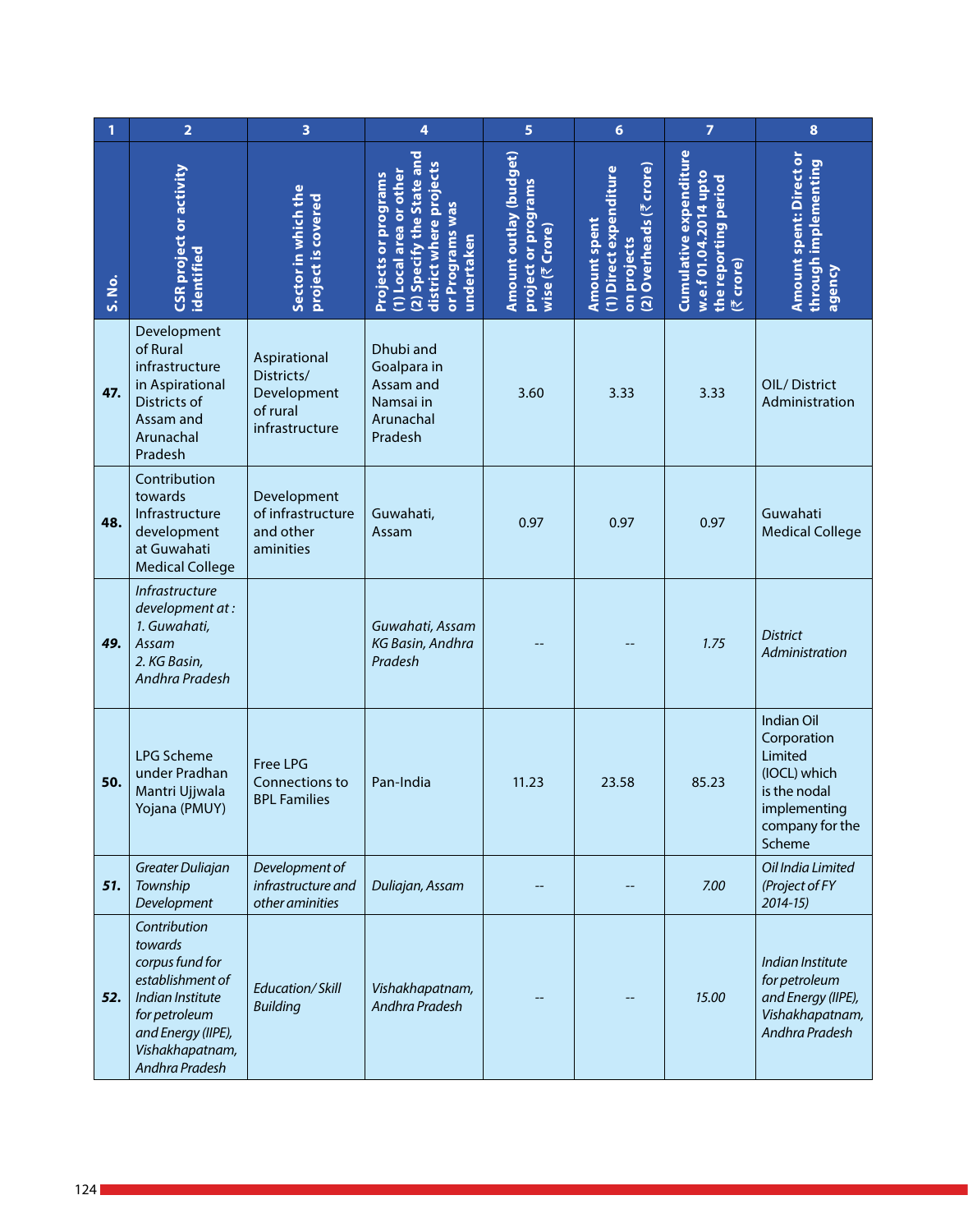| 1 | 2 | 3 | 4 | 5 | 6 | 7 | 8 |
|---|---|---|---|---|---|---|---|
| **S. No.** | **CSR project or activity identified** | **Sector in which the project is covered** | **Projects or programs (1) Local area or other (2) Specify the State and district where projects or Programs was undertaken** | **Amount outlay (budget) project or programs wise (₹ Crore)** | **Amount spent (1) Direct expenditure on projects (2) Overheads (₹ crore)** | **Cumulative expenditure w.e.f 01.04.2014 upto the reporting period (₹ crore)** | **Amount spent: Direct or through implementing agency** |
| **47.** | Development of Rural infrastructure in Aspirational Districts of Assam and Arunachal Pradesh | Aspirational Districts/ Development of rural infrastructure | Dhubi and Goalpara in Assam and Namsai in Arunachal Pradesh | 3.60 | 3.33 | 3.33 | OIL/ District Administration |
| **48.** | Contribution towards Infrastructure development at Guwahati Medical College | Development of infrastructure and other aminities | Guwahati, Assam | 0.97 | 0.97 | 0.97 | Guwahati Medical College |
| ***49.*** | *Infrastructure development at : 1. Guwahati, Assam 2. KG Basin, Andhra Pradesh* | | *Guwahati, Assam KG Basin, Andhra Pradesh* | -- | -- | *1.75* | *District Administration* |
| **50.** | LPG Scheme under Pradhan Mantri Ujjwala Yojana (PMUY) | Free LPG Connections to BPL Families | Pan-India | 11.23 | 23.58 | 85.23 | Indian Oil Corporation Limited (IOCL) which is the nodal implementing company for the Scheme |
| ***51.*** | *Greater Duliajan Township Development* | *Development of infrastructure and other aminities* | *Duliajan, Assam* | -- | -- | *7.00* | *Oil India Limited (Project of FY 2014-15)* |
| ***52.*** | *Contribution towards corpus fund for establishment of Indian Institute for petroleum and Energy (IIPE), Vishakhapatnam, Andhra Pradesh* | *Education/ Skill Building* | *Vishakhapatnam, Andhra Pradesh* | -- | -- | *15.00* | *Indian Institute for petroleum and Energy (IIPE), Vishakhapatnam, Andhra Pradesh* |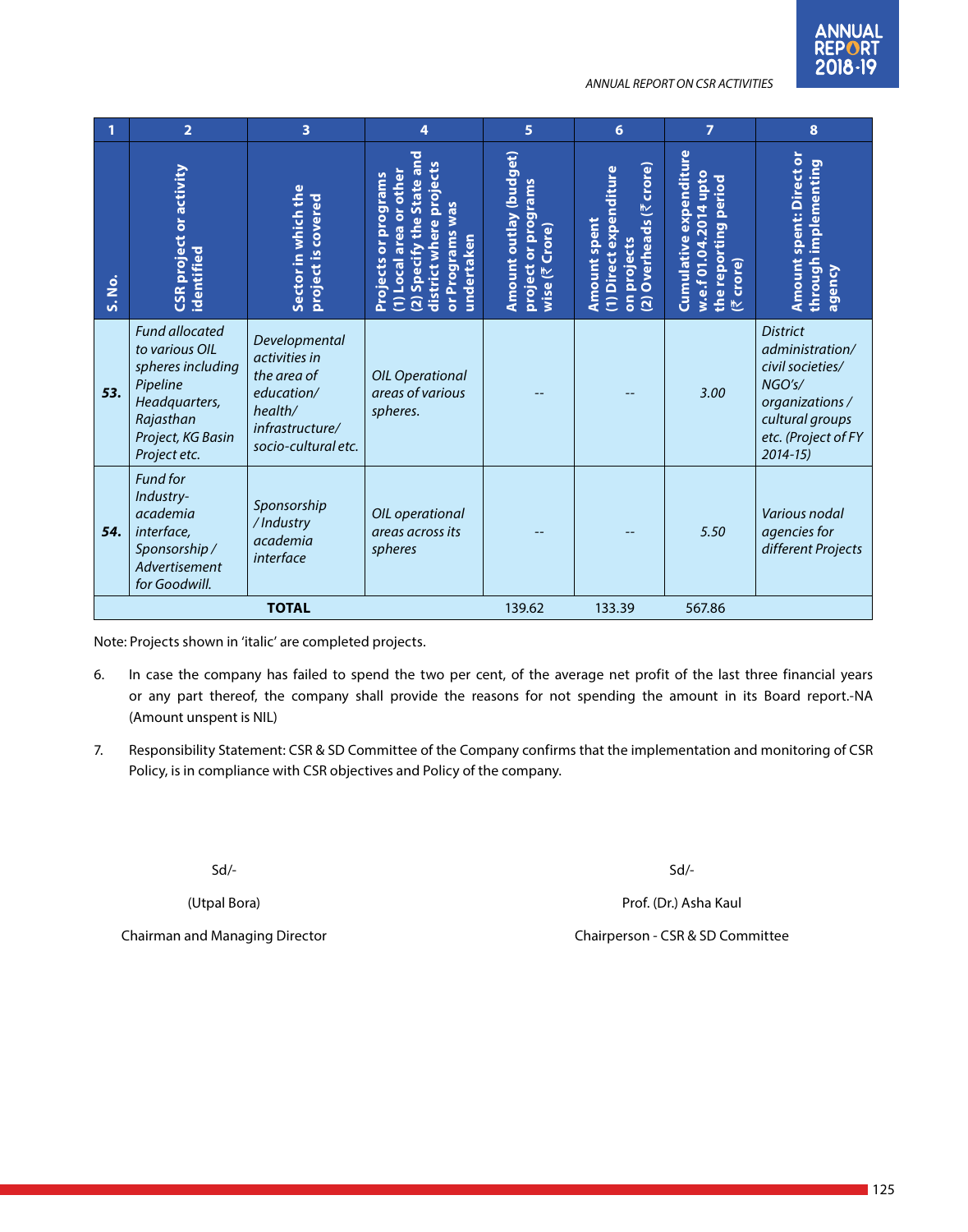| 1 | 2 | 3 | 4 | 5 | 6 | 7 | 8 |
|---|---|---|---|---|---|---|---|
| S. No. | CSR project or activity identified | Sector in which the project is covered | Projects or programs (1) Local area or other (2) Specify the State and district where projects or Programs was undertaken | Amount outlay (budget) project or programs wise (₹ Crore) | Amount spent (1) Direct expenditure on projects (2) Overheads (₹ crore) | Cumulative expenditure w.e.f 01.04.2014 upto the reporting period (₹ crore) | Amount spent: Direct or through implementing agency |
| **53.** | *Fund allocated to various OIL spheres including Pipeline Headquarters, Rajasthan Project, KG Basin Project etc.* | *Developmental activities in the area of education/ health/ infrastructure/ socio-cultural etc.* | *OIL Operational areas of various spheres.* | -- | -- | *3.00* | *District administration/ civil societies/ NGO's/ organizations / cultural groups etc. (Project of FY 2014-15)* |
| **54.** | *Fund for Industry-academia interface, Sponsorship / Advertisement for Goodwill.* | *Sponsorship / Industry academia interface* | *OIL operational areas across its spheres* | -- | -- | *5.50* | *Various nodal agencies for different Projects* |
| **TOTAL** | | | | 139.62 | 133.39 | 567.86 | |

Note: Projects shown in 'italic' are completed projects.

6. In case the company has failed to spend the two per cent, of the average net profit of the last three financial years or any part thereof, the company shall provide the reasons for not spending the amount in its Board report.-NA (Amount unspent is NIL)

7. Responsibility Statement: CSR & SD Committee of the Company confirms that the implementation and monitoring of CSR Policy, is in compliance with CSR objectives and Policy of the company.

Sd/-

(Utpal Bora)

Chairman and Managing Director

Sd/-

Prof. (Dr.) Asha Kaul

Chairperson - CSR & SD Committee